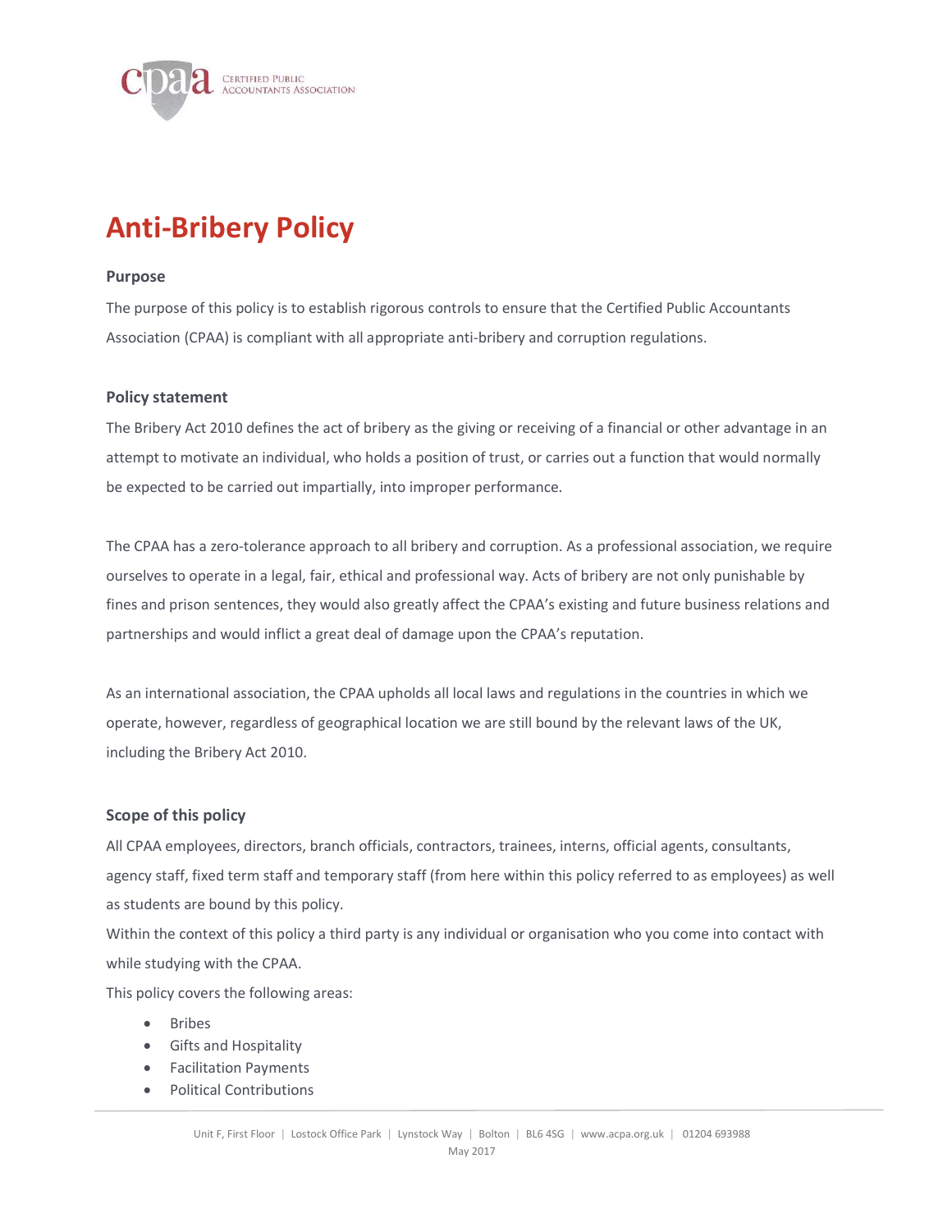# Anti-Bribery Policy

### Purpose

The purpose of this policy is to establish rigorous controls to ensure that the Certified Public Accountants Association (CPAA) is compliant with all appropriate anti-bribery and corruption regulations.

### Policy statement

The Bribery Act 2010 defines the act of bribery as the giving or receiving of a financial or other advantage in an attempt to motivate an individual, who holds a position of trust, or carries out a function that would normally be expected to be carried out impartially, into improper performance.

The CPAA has a zero-tolerance approach to all bribery and corruption. As a professional association, we require ourselves to operate in a legal, fair, ethical and professional way. Acts of bribery are not only punishable by fines and prison sentences, they would also greatly affect the CPAA's existing and future business relations and partnerships and would inflict a great deal of damage upon the CPAA's reputation.

As an international association, the CPAA upholds all local laws and regulations in the countries in which we operate, however, regardless of geographical location we are still bound by the relevant laws of the UK, including the Bribery Act 2010.

### Scope of this policy

All CPAA employees, directors, branch officials, contractors, trainees, interns, official agents, consultants, agency staff, fixed term staff and temporary staff (from here within this policy referred to as employees) as well as students are bound by this policy.

Within the context of this policy a third party is any individual or organisation who you come into contact with while studying with the CPAA.

This policy covers the following areas:

- Bribes
- Gifts and Hospitality
- Facilitation Payments
- Political Contributions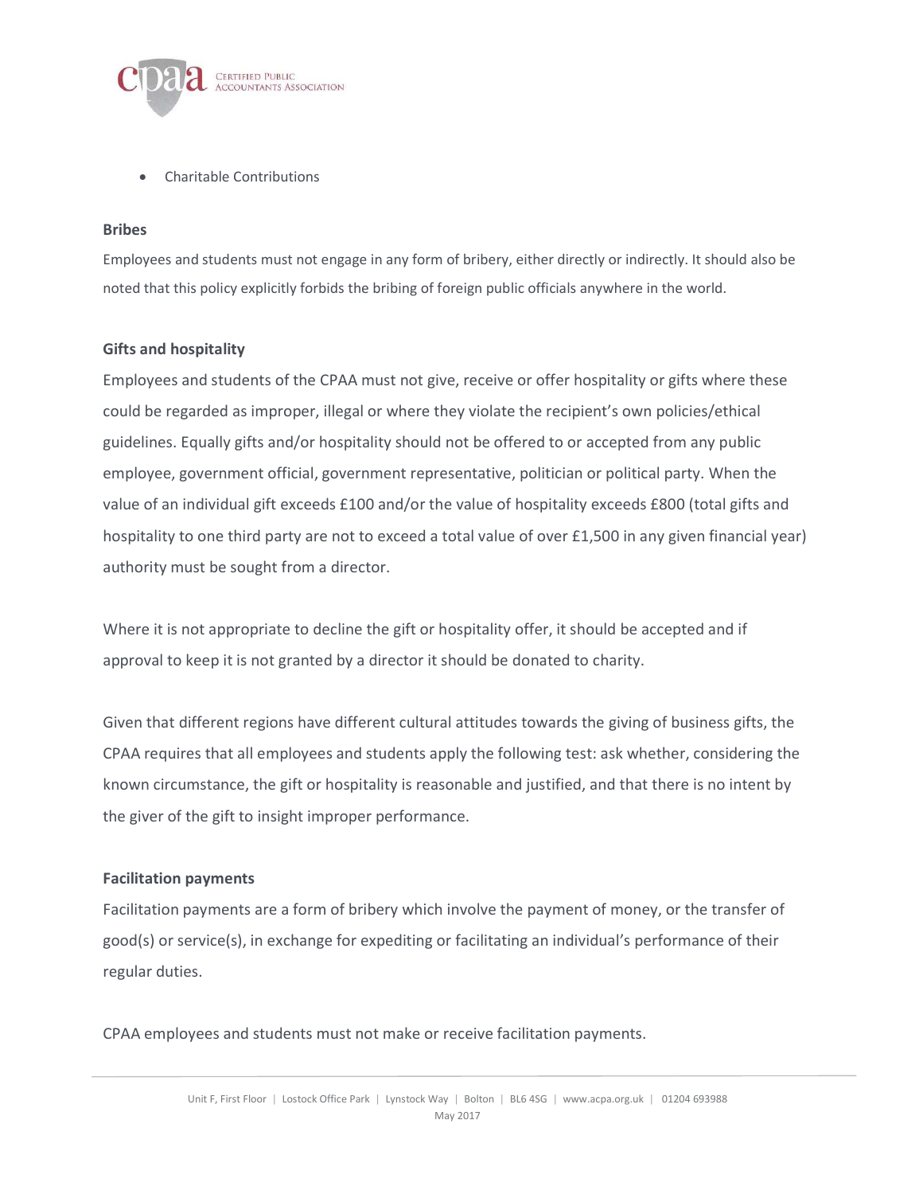- Charitable Contributions

**Bribes**

Employees and students must not engage in any form of bribery, either directly or indirectly. It should also be noted that this policy explicitly forbids the bribing of foreign public officials anywhere in the world.

**Gifts and hospitality**

Employees and students of the CPAA must not give, receive or offer hospitality or gifts where these could be regarded as improper, illegal or where they violate the recipient's own policies/ethical guidelines. Equally gifts and/or hospitality should not be offered to or accepted from any public employee, government official, government representative, politician or political party. When the value of an individual gift exceeds £100 and/or the value of hospitality exceeds £800 (total gifts and hospitality to one third party are not to exceed a total value of over £1,500 in any given financial year) authority must be sought from a director.

Where it is not appropriate to decline the gift or hospitality offer, it should be accepted and if approval to keep it is not granted by a director it should be donated to charity.

Given that different regions have different cultural attitudes towards the giving of business gifts, the CPAA requires that all employees and students apply the following test: ask whether, considering the known circumstance, the gift or hospitality is reasonable and justified, and that there is no intent by the giver of the gift to insight improper performance.

**Facilitation payments**

Facilitation payments are a form of bribery which involve the payment of money, or the transfer of good(s) or service(s), in exchange for expediting or facilitating an individual's performance of their regular duties.

CPAA employees and students must not make or receive facilitation payments.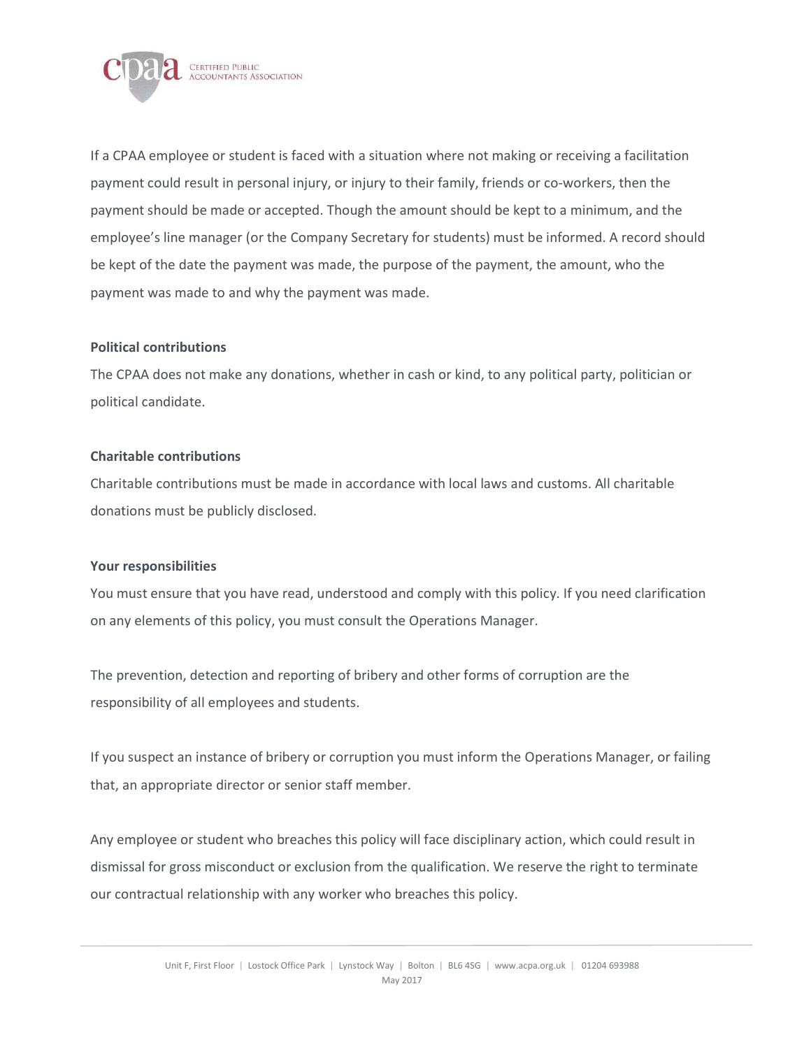If a CPAA employee or student is faced with a situation where not making or receiving a facilitation payment could result in personal injury, or injury to their family, friends or co-workers, then the payment should be made or accepted. Though the amount should be kept to a minimum, and the employee's line manager (or the Company Secretary for students) must be informed. A record should be kept of the date the payment was made, the purpose of the payment, the amount, who the payment was made to and why the payment was made.

**Political contributions**

The CPAA does not make any donations, whether in cash or kind, to any political party, politician or political candidate.

**Charitable contributions**

Charitable contributions must be made in accordance with local laws and customs. All charitable donations must be publicly disclosed.

**Your responsibilities**

You must ensure that you have read, understood and comply with this policy. If you need clarification on any elements of this policy, you must consult the Operations Manager.

The prevention, detection and reporting of bribery and other forms of corruption are the responsibility of all employees and students.

If you suspect an instance of bribery or corruption you must inform the Operations Manager, or failing that, an appropriate director or senior staff member.

Any employee or student who breaches this policy will face disciplinary action, which could result in dismissal for gross misconduct or exclusion from the qualification. We reserve the right to terminate our contractual relationship with any worker who breaches this policy.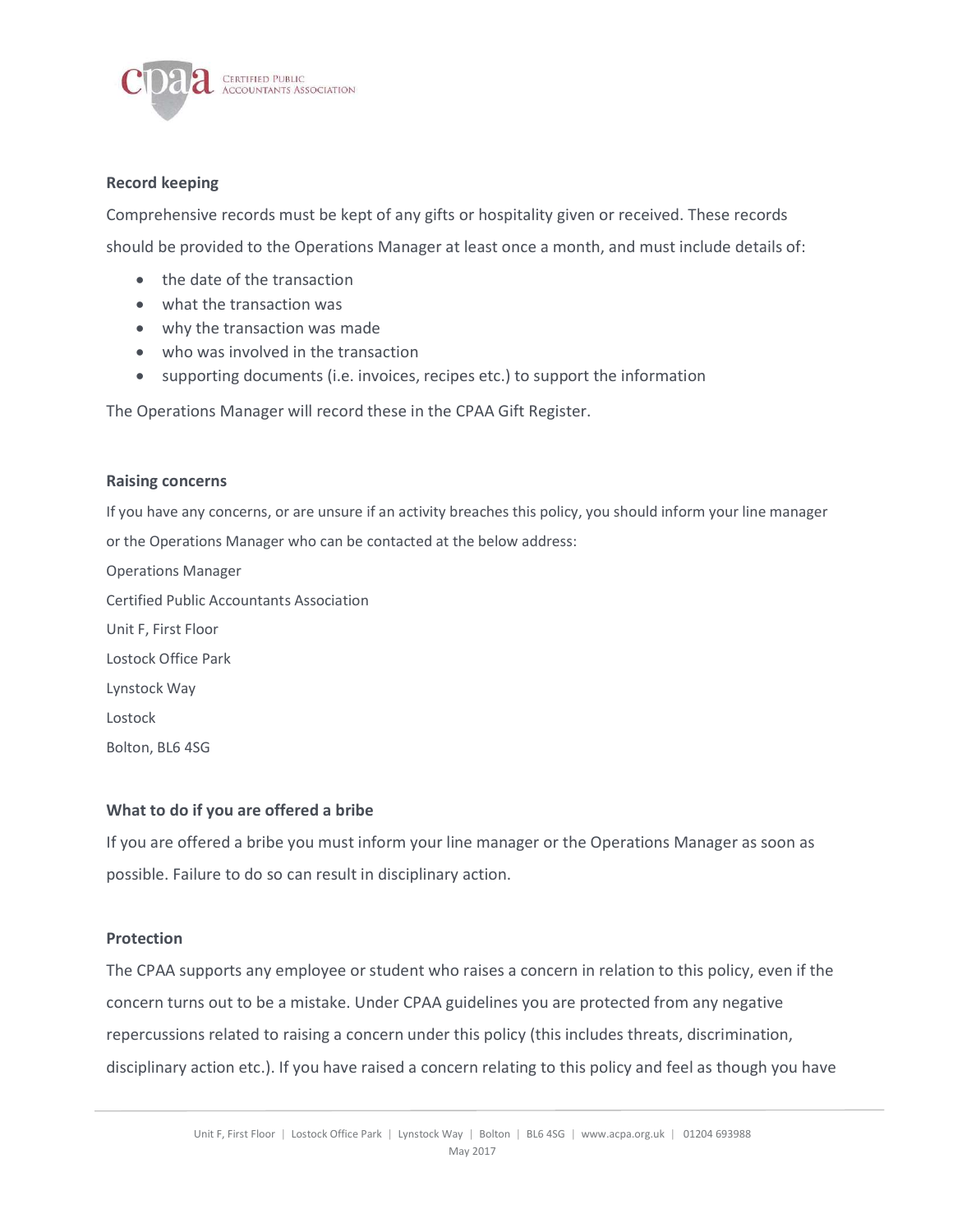## Record keeping

Comprehensive records must be kept of any gifts or hospitality given or received. These records should be provided to the Operations Manager at least once a month, and must include details of:

- the date of the transaction
- what the transaction was
- why the transaction was made
- who was involved in the transaction
- supporting documents (i.e. invoices, recipes etc.) to support the information

The Operations Manager will record these in the CPAA Gift Register.

## Raising concerns

If you have any concerns, or are unsure if an activity breaches this policy, you should inform your line manager or the Operations Manager who can be contacted at the below address:

Operations Manager
Certified Public Accountants Association
Unit F, First Floor
Lostock Office Park
Lynstock Way
Lostock
Bolton, BL6 4SG

## What to do if you are offered a bribe

If you are offered a bribe you must inform your line manager or the Operations Manager as soon as possible. Failure to do so can result in disciplinary action.

## Protection

The CPAA supports any employee or student who raises a concern in relation to this policy, even if the concern turns out to be a mistake. Under CPAA guidelines you are protected from any negative repercussions related to raising a concern under this policy (this includes threats, discrimination, disciplinary action etc.). If you have raised a concern relating to this policy and feel as though you have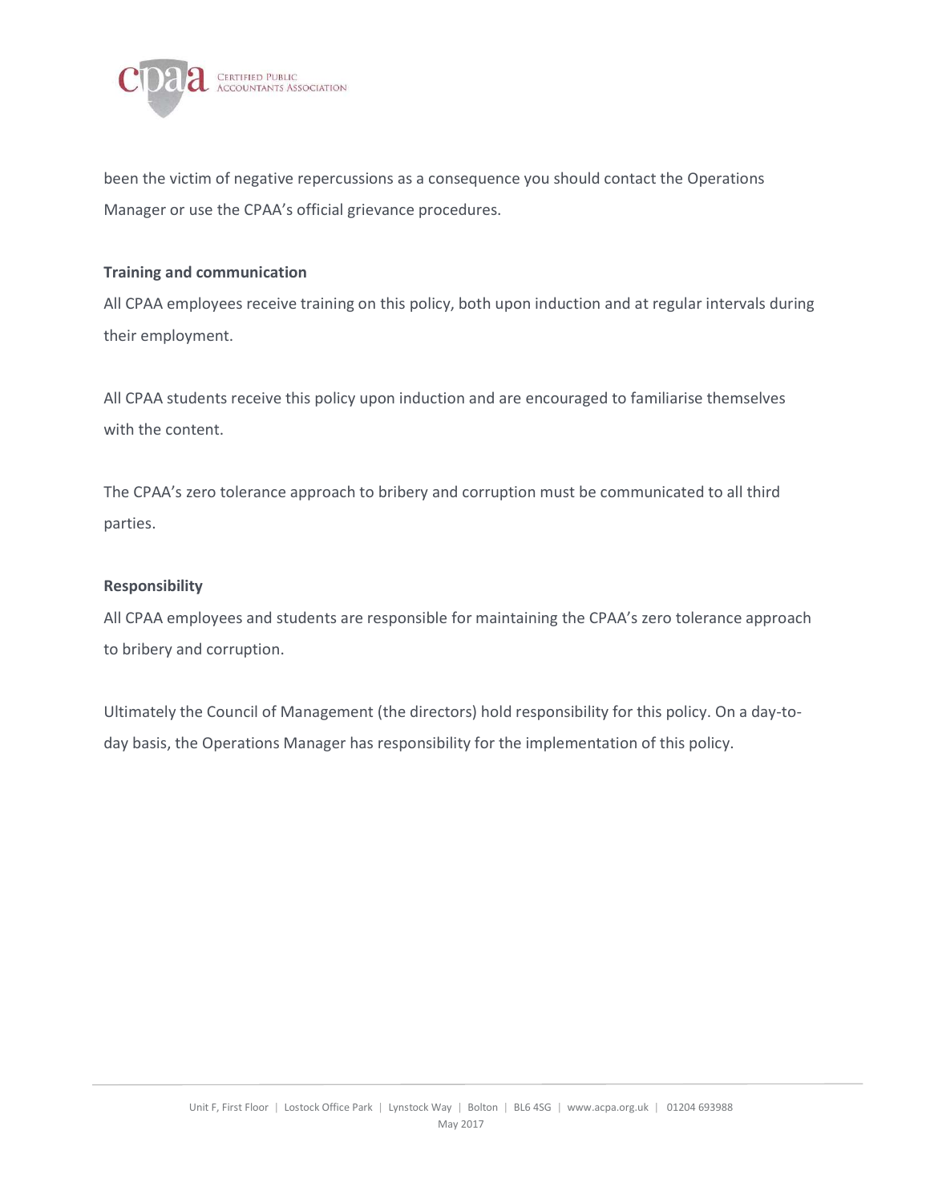been the victim of negative repercussions as a consequence you should contact the Operations Manager or use the CPAA's official grievance procedures.

**Training and communication**

All CPAA employees receive training on this policy, both upon induction and at regular intervals during their employment.

All CPAA students receive this policy upon induction and are encouraged to familiarise themselves with the content.

The CPAA's zero tolerance approach to bribery and corruption must be communicated to all third parties.

**Responsibility**

All CPAA employees and students are responsible for maintaining the CPAA's zero tolerance approach to bribery and corruption.

Ultimately the Council of Management (the directors) hold responsibility for this policy. On a day-to-day basis, the Operations Manager has responsibility for the implementation of this policy.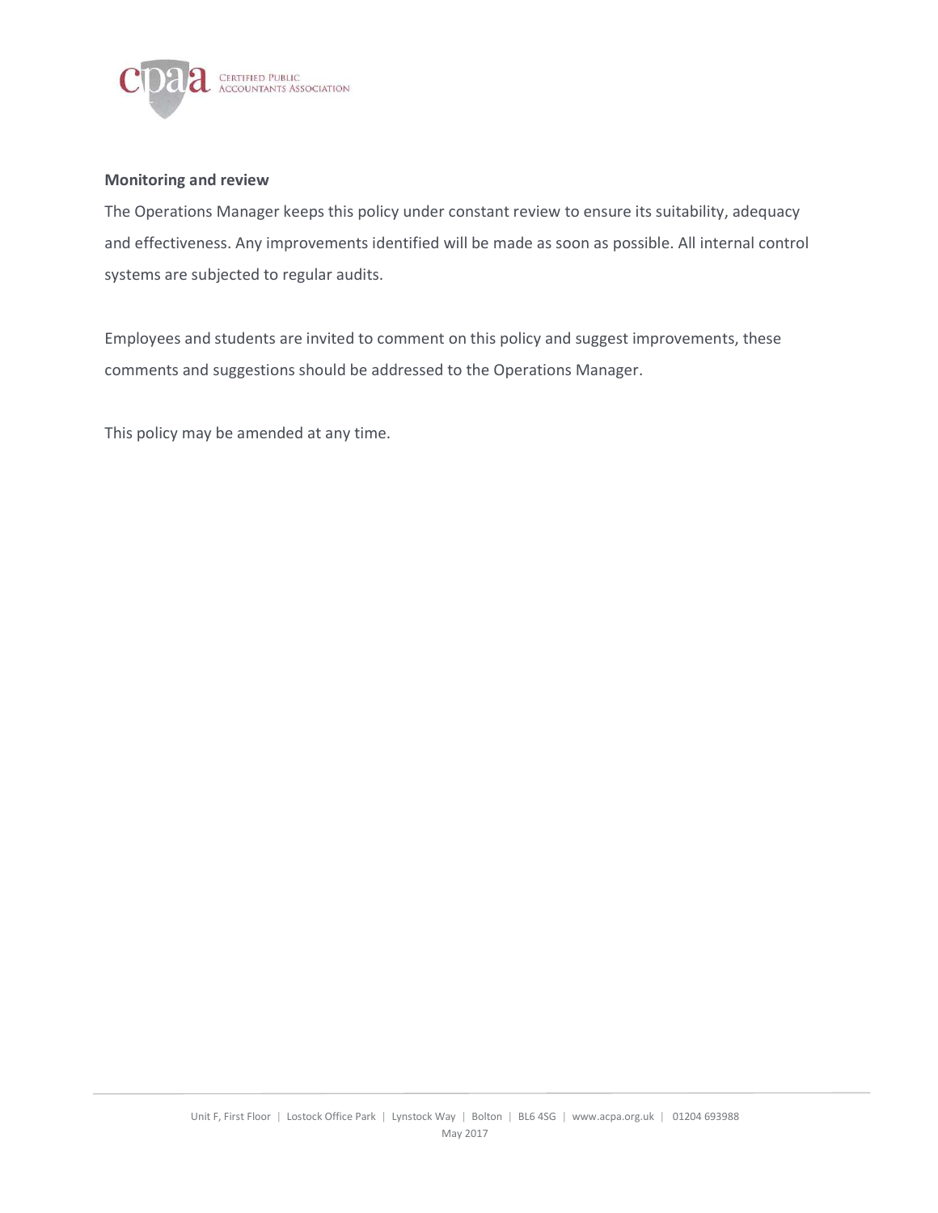### Monitoring and review

The Operations Manager keeps this policy under constant review to ensure its suitability, adequacy and effectiveness. Any improvements identified will be made as soon as possible. All internal control systems are subjected to regular audits.

Employees and students are invited to comment on this policy and suggest improvements, these comments and suggestions should be addressed to the Operations Manager.

This policy may be amended at any time.